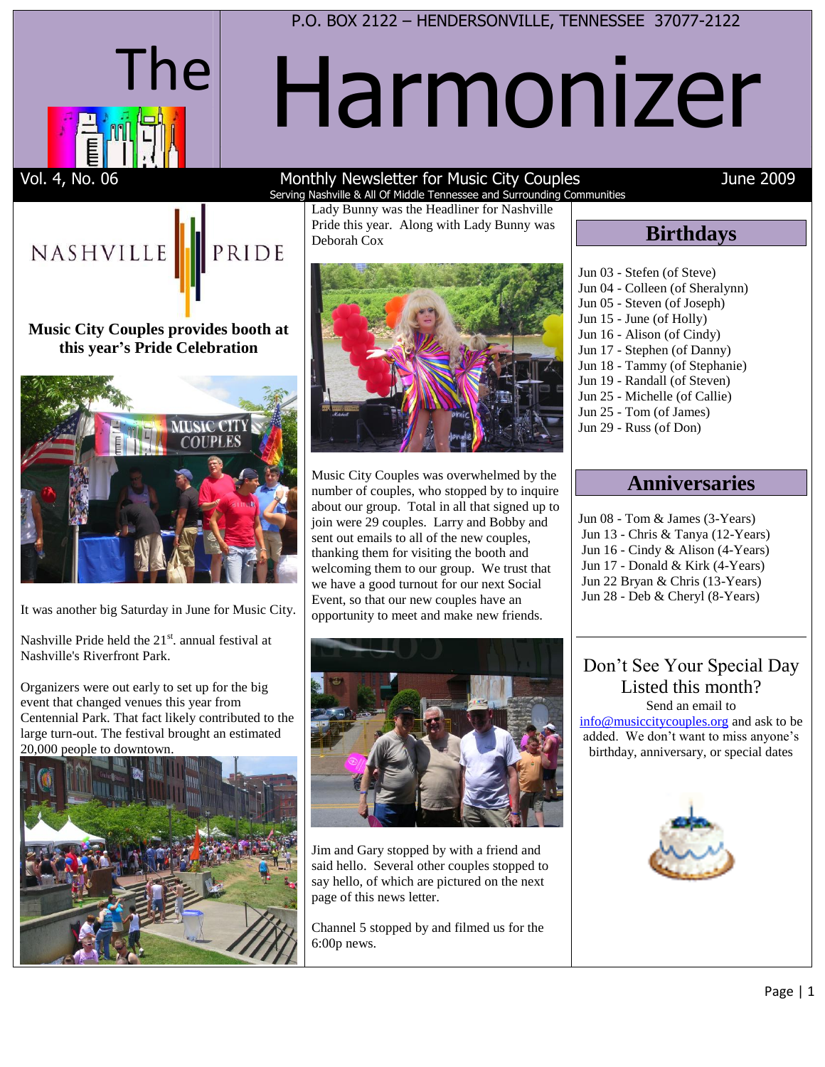P.O. BOX 2122 – HENDERSONVILLE, TENNESSEE 37077-2122

# The Harmonizer

Vol. 4, No. 06 — Monthly Newsletter for Music City Couples — June 2009

Serving Nashville & All Of Middle Tennessee and Surrounding Communities

## Music City Couples provides booth at this year's Pride Celebration

It was another big Saturday in June for Music City.

Nashville Pride held the 21st. annual festival at Nashville's Riverfront Park.

Organizers were out early to set up for the big event that changed venues this year from Centennial Park. That fact likely contributed to the large turn-out. The festival brought an estimated 20,000 people to downtown.

Lady Bunny was the Headliner for Nashville Pride this year. Along with Lady Bunny was Deborah Cox

Music City Couples was overwhelmed by the number of couples, who stopped by to inquire about our group. Total in all that signed up to join were 29 couples. Larry and Bobby and sent out emails to all of the new couples, thanking them for visiting the booth and welcoming them to our group. We trust that we have a good turnout for our next Social Event, so that our new couples have an opportunity to meet and make new friends.

Jim and Gary stopped by with a friend and said hello. Several other couples stopped to say hello, of which are pictured on the next page of this news letter.

Channel 5 stopped by and filmed us for the 6:00p news.

## Birthdays

- Jun 03 - Stefen (of Steve)
- Jun 04 - Colleen (of Sheralynn)
- Jun 05 - Steven (of Joseph)
- Jun 15 - June (of Holly)
- Jun 16 - Alison (of Cindy)
- Jun 17 - Stephen (of Danny)
- Jun 18 - Tammy (of Stephanie)
- Jun 19 - Randall (of Steven)
- Jun 25 - Michelle (of Callie)
- Jun 25 - Tom (of James)
- Jun 29 - Russ (of Don)

## Anniversaries

- Jun 08 - Tom & James (3-Years)
- Jun 13 - Chris & Tanya (12-Years)
- Jun 16 - Cindy & Alison (4-Years)
- Jun 17 - Donald & Kirk (4-Years)
- Jun 22 Bryan & Chris (13-Years)
- Jun 28 - Deb & Cheryl (8-Years)

### Don't See Your Special Day Listed this month?

Send an email to info@musiccitycouples.org and ask to be added. We don't want to miss anyone's birthday, anniversary, or special dates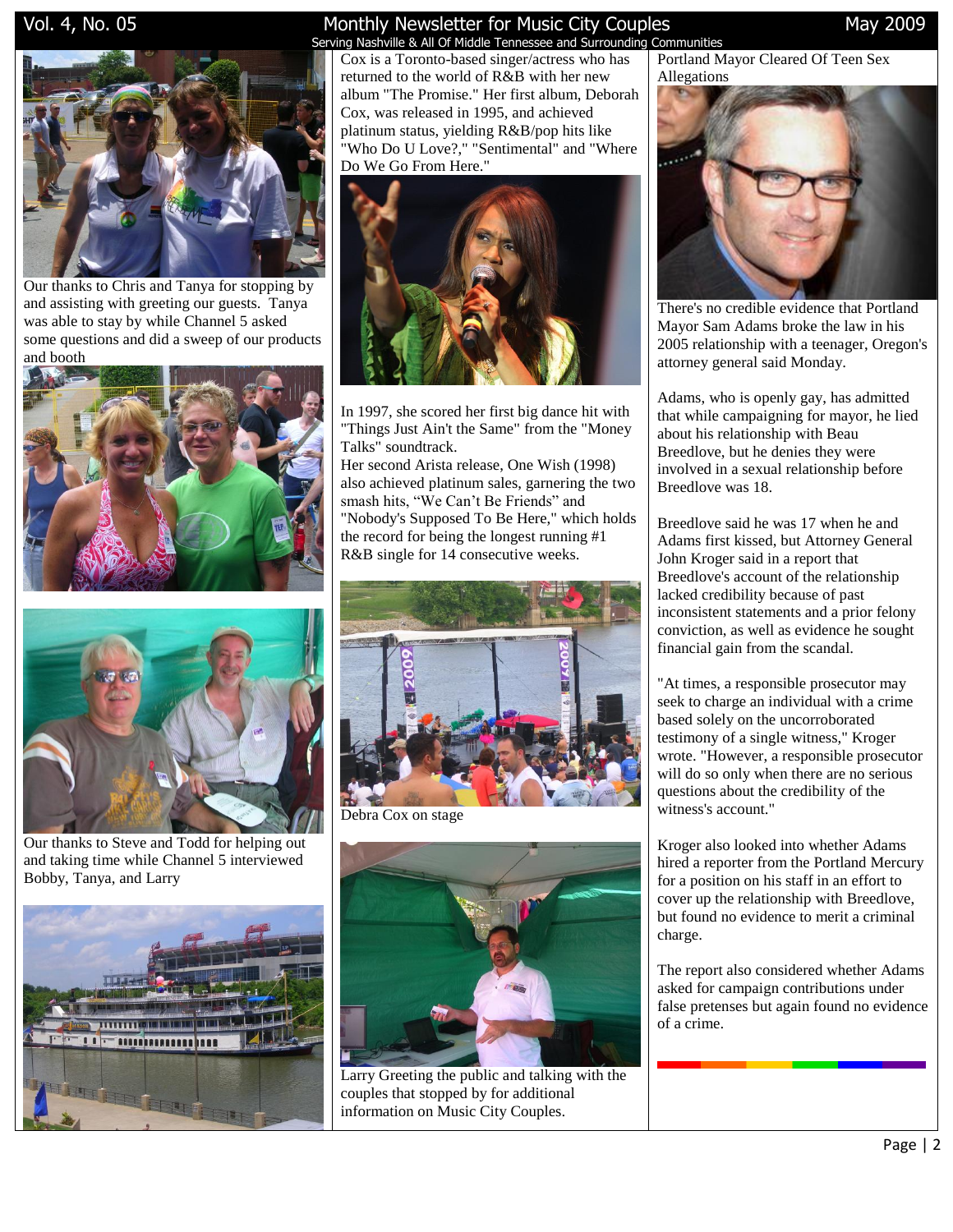Our thanks to Chris and Tanya for stopping by and assisting with greeting our guests. Tanya was able to stay by while Channel 5 asked some questions and did a sweep of our products and booth

Our thanks to Steve and Todd for helping out and taking time while Channel 5 interviewed Bobby, Tanya, and Larry

Cox is a Toronto-based singer/actress who has returned to the world of R&B with her new album "The Promise." Her first album, Deborah Cox, was released in 1995, and achieved platinum status, yielding R&B/pop hits like "Who Do U Love?," "Sentimental" and "Where Do We Go From Here."

In 1997, she scored her first big dance hit with "Things Just Ain't the Same" from the "Money Talks" soundtrack.
Her second Arista release, One Wish (1998) also achieved platinum sales, garnering the two smash hits, “We Can’t Be Friends” and "Nobody's Supposed To Be Here," which holds the record for being the longest running #1 R&B single for 14 consecutive weeks.

Debra Cox on stage

Larry Greeting the public and talking with the couples that stopped by for additional information on Music City Couples.

## Portland Mayor Cleared Of Teen Sex Allegations

There's no credible evidence that Portland Mayor Sam Adams broke the law in his 2005 relationship with a teenager, Oregon's attorney general said Monday.

Adams, who is openly gay, has admitted that while campaigning for mayor, he lied about his relationship with Beau Breedlove, but he denies they were involved in a sexual relationship before Breedlove was 18.

Breedlove said he was 17 when he and Adams first kissed, but Attorney General John Kroger said in a report that Breedlove's account of the relationship lacked credibility because of past inconsistent statements and a prior felony conviction, as well as evidence he sought financial gain from the scandal.

"At times, a responsible prosecutor may seek to charge an individual with a crime based solely on the uncorroborated testimony of a single witness," Kroger wrote. "However, a responsible prosecutor will do so only when there are no serious questions about the credibility of the witness's account."

Kroger also looked into whether Adams hired a reporter from the Portland Mercury for a position on his staff in an effort to cover up the relationship with Breedlove, but found no evidence to merit a criminal charge.

The report also considered whether Adams asked for campaign contributions under false pretenses but again found no evidence of a crime.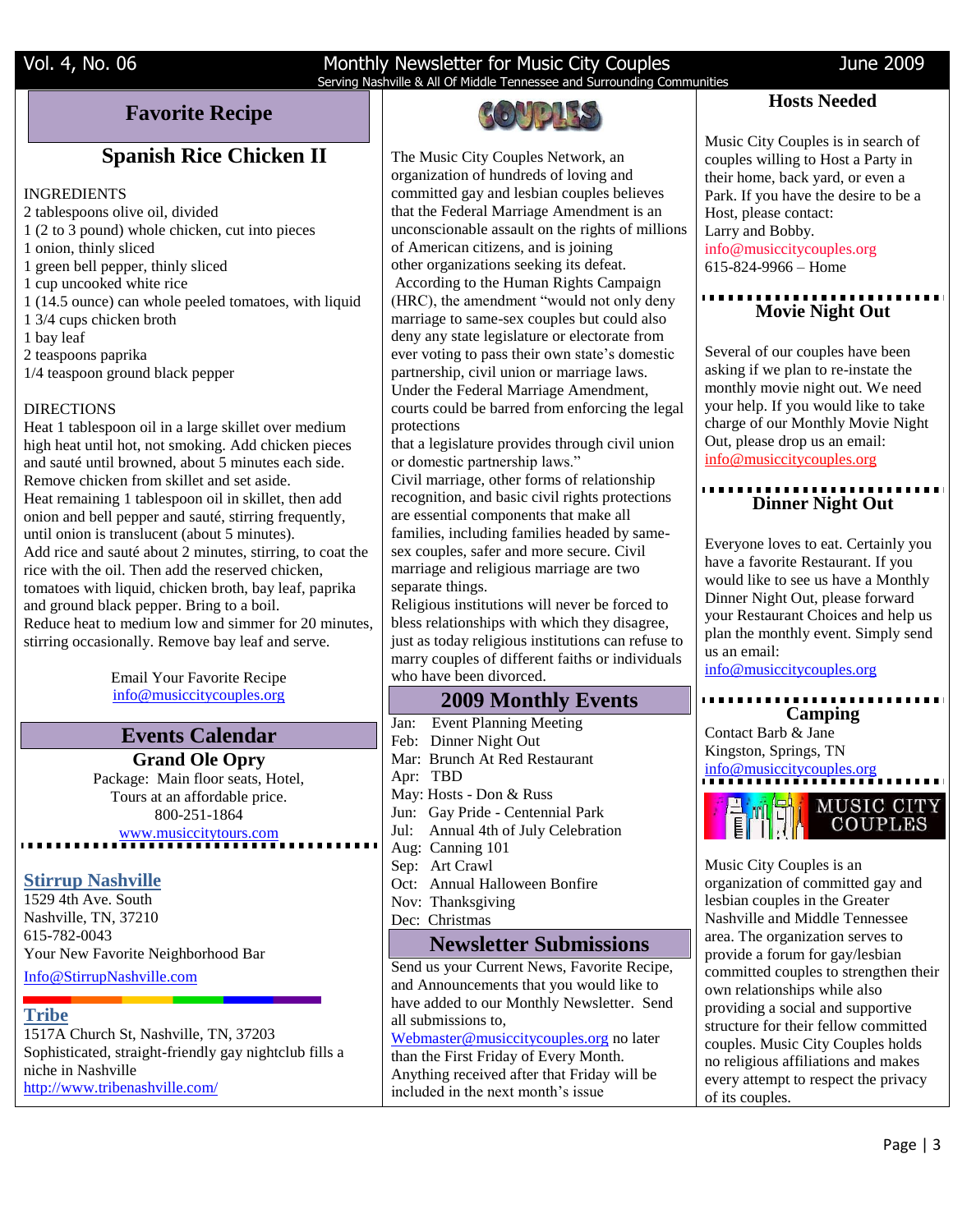## Favorite Recipe

### Spanish Rice Chicken II

INGREDIENTS

2 tablespoons olive oil, divided
1 (2 to 3 pound) whole chicken, cut into pieces
1 onion, thinly sliced
1 green bell pepper, thinly sliced
1 cup uncooked white rice
1 (14.5 ounce) can whole peeled tomatoes, with liquid
1 3/4 cups chicken broth
1 bay leaf
2 teaspoons paprika
1/4 teaspoon ground black pepper

DIRECTIONS

Heat 1 tablespoon oil in a large skillet over medium high heat until hot, not smoking. Add chicken pieces and sauté until browned, about 5 minutes each side. Remove chicken from skillet and set aside.
Heat remaining 1 tablespoon oil in skillet, then add onion and bell pepper and sauté, stirring frequently, until onion is translucent (about 5 minutes).
Add rice and sauté about 2 minutes, stirring, to coat the rice with the oil. Then add the reserved chicken, tomatoes with liquid, chicken broth, bay leaf, paprika and ground black pepper. Bring to a boil.
Reduce heat to medium low and simmer for 20 minutes, stirring occasionally. Remove bay leaf and serve.

Email Your Favorite Recipe
info@musiccitycouples.org

## Events Calendar

### Grand Ole Opry

Package: Main floor seats, Hotel, Tours at an affordable price.
800-251-1864
www.musiccitytours.com

### Stirrup Nashville

1529 4th Ave. South
Nashville, TN, 37210
615-782-0043
Your New Favorite Neighborhood Bar
Info@StirrupNashville.com

### Tribe

1517A Church St, Nashville, TN, 37203
Sophisticated, straight-friendly gay nightclub fills a niche in Nashville
http://www.tribenashville.com/

## COUPLES

The Music City Couples Network, an organization of hundreds of loving and committed gay and lesbian couples believes that the Federal Marriage Amendment is an unconscionable assault on the rights of millions of American citizens, and is joining other organizations seeking its defeat.
According to the Human Rights Campaign (HRC), the amendment "would not only deny marriage to same-sex couples but could also deny any state legislature or electorate from ever voting to pass their own state's domestic partnership, civil union or marriage laws. Under the Federal Marriage Amendment, courts could be barred from enforcing the legal protections that a legislature provides through civil union or domestic partnership laws."
Civil marriage, other forms of relationship recognition, and basic civil rights protections are essential components that make all families, including families headed by same-sex couples, safer and more secure. Civil marriage and religious marriage are two separate things.
Religious institutions will never be forced to bless relationships with which they disagree, just as today religious institutions can refuse to marry couples of different faiths or individuals who have been divorced.

## 2009 Monthly Events

Jan: Event Planning Meeting
Feb: Dinner Night Out
Mar: Brunch At Red Restaurant
Apr: TBD
May: Hosts - Don & Russ
Jun: Gay Pride - Centennial Park
Jul: Annual 4th of July Celebration
Aug: Canning 101
Sep: Art Crawl
Oct: Annual Halloween Bonfire
Nov: Thanksgiving
Dec: Christmas

## Newsletter Submissions

Send us your Current News, Favorite Recipe, and Announcements that you would like to have added to our Monthly Newsletter. Send all submissions to, Webmaster@musiccitycouples.org no later than the First Friday of Every Month. Anything received after that Friday will be included in the next month's issue

## Hosts Needed

Music City Couples is in search of couples willing to Host a Party in their home, back yard, or even a Park. If you have the desire to be a Host, please contact:
Larry and Bobby.
info@musiccitycouples.org
615-824-9966 – Home

## Movie Night Out

Several of our couples have been asking if we plan to re-instate the monthly movie night out. We need your help. If you would like to take charge of our Monthly Movie Night Out, please drop us an email:
info@musiccitycouples.org

## Dinner Night Out

Everyone loves to eat. Certainly you have a favorite Restaurant. If you would like to see us have a Monthly Dinner Night Out, please forward your Restaurant Choices and help us plan the monthly event. Simply send us an email:
info@musiccitycouples.org

## Camping

Contact Barb & Jane
Kingston, Springs, TN
info@musiccitycouples.org

MUSIC CITY COUPLES

Music City Couples is an organization of committed gay and lesbian couples in the Greater Nashville and Middle Tennessee area. The organization serves to provide a forum for gay/lesbian committed couples to strengthen their own relationships while also providing a social and supportive structure for their fellow committed couples. Music City Couples holds no religious affiliations and makes every attempt to respect the privacy of its couples.